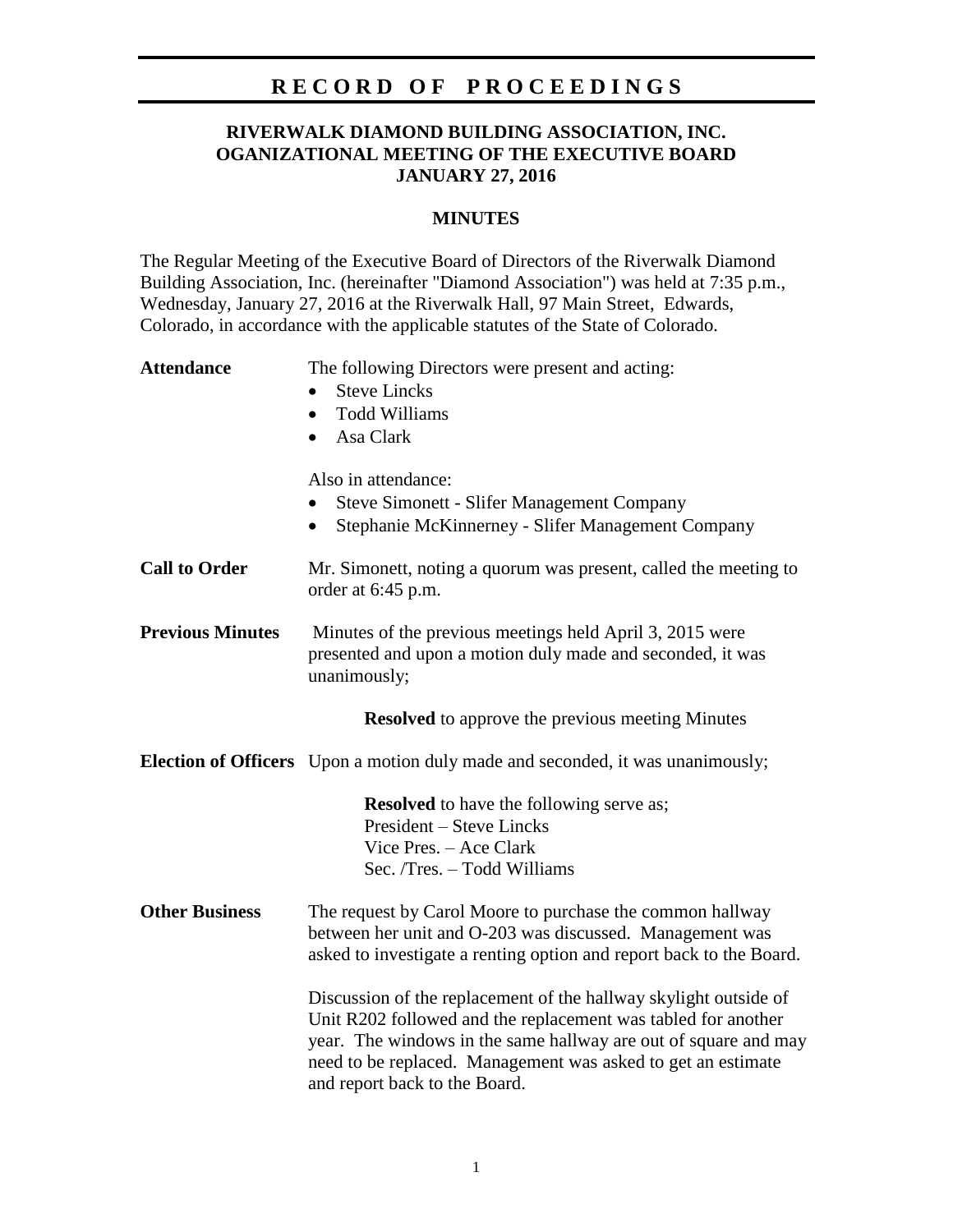# RECORD OF PROCEEDINGS

## RIVERWALK DIAMOND BUILDING ASSOCIATION, INC.
## OGANIZATIONAL MEETING OF THE EXECUTIVE BOARD
## JANUARY 27, 2016

### MINUTES

The Regular Meeting of the Executive Board of Directors of the Riverwalk Diamond Building Association, Inc. (hereinafter "Diamond Association") was held at 7:35 p.m., Wednesday, January 27, 2016 at the Riverwalk Hall, 97 Main Street, Edwards, Colorado, in accordance with the applicable statutes of the State of Colorado.

**Attendance**

The following Directors were present and acting:

- Steve Lincks
- Todd Williams
- Asa Clark

Also in attendance:

- Steve Simonett - Slifer Management Company
- Stephanie McKinnerney - Slifer Management Company

**Call to Order**

Mr. Simonett, noting a quorum was present, called the meeting to order at 6:45 p.m.

**Previous Minutes**

Minutes of the previous meetings held April 3, 2015 were presented and upon a motion duly made and seconded, it was unanimously;

**Resolved** to approve the previous meeting Minutes

**Election of Officers**

Upon a motion duly made and seconded, it was unanimously;

**Resolved** to have the following serve as;
President – Steve Lincks
Vice Pres. – Ace Clark
Sec. /Tres. – Todd Williams

**Other Business**

The request by Carol Moore to purchase the common hallway between her unit and O-203 was discussed. Management was asked to investigate a renting option and report back to the Board.

Discussion of the replacement of the hallway skylight outside of Unit R202 followed and the replacement was tabled for another year. The windows in the same hallway are out of square and may need to be replaced. Management was asked to get an estimate and report back to the Board.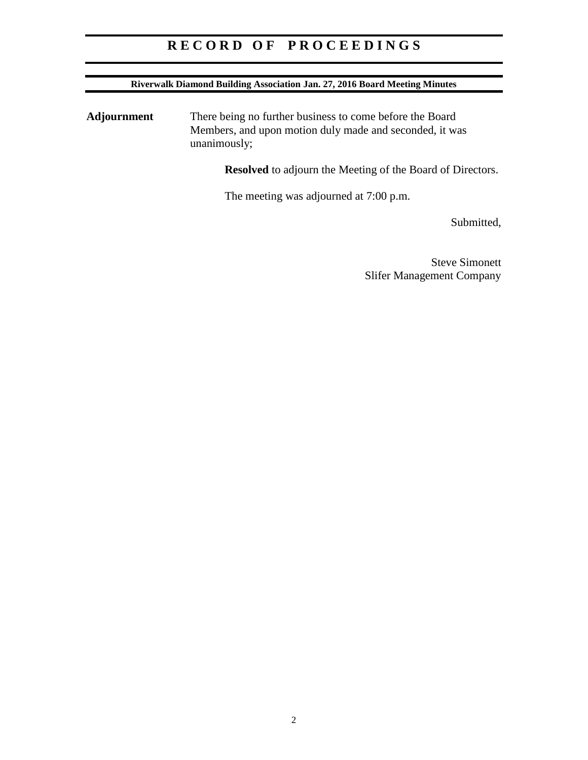**Adjournment**

There being no further business to come before the Board Members, and upon motion duly made and seconded, it was unanimously;

**Resolved** to adjourn the Meeting of the Board of Directors.

The meeting was adjourned at 7:00 p.m.

Submitted,

Steve Simonett
Slifer Management Company